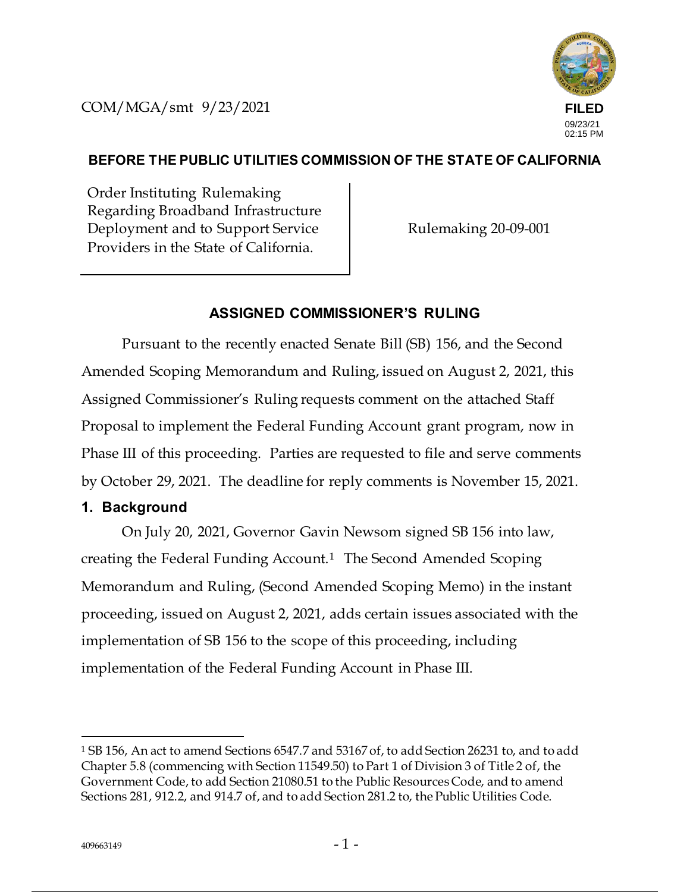COM/MGA/smt 9/23/2021

FILED
09/23/21
02:15 PM

**BEFORE THE PUBLIC UTILITIES COMMISSION OF THE STATE OF CALIFORNIA**

| Order Instituting Rulemaking Regarding Broadband Infrastructure Deployment and to Support Service Providers in the State of California. | Rulemaking 20-09-001 |
|---|---|

## ASSIGNED COMMISSIONER'S RULING

Pursuant to the recently enacted Senate Bill (SB) 156, and the Second Amended Scoping Memorandum and Ruling, issued on August 2, 2021, this Assigned Commissioner's Ruling requests comment on the attached Staff Proposal to implement the Federal Funding Account grant program, now in Phase III of this proceeding. Parties are requested to file and serve comments by October 29, 2021. The deadline for reply comments is November 15, 2021.

### 1. Background

On July 20, 2021, Governor Gavin Newsom signed SB 156 into law, creating the Federal Funding Account.[1] The Second Amended Scoping Memorandum and Ruling, (Second Amended Scoping Memo) in the instant proceeding, issued on August 2, 2021, adds certain issues associated with the implementation of SB 156 to the scope of this proceeding, including implementation of the Federal Funding Account in Phase III.

[1] SB 156, An act to amend Sections 6547.7 and 53167 of, to add Section 26231 to, and to add Chapter 5.8 (commencing with Section 11549.50) to Part 1 of Division 3 of Title 2 of, the Government Code, to add Section 21080.51 to the Public Resources Code, and to amend Sections 281, 912.2, and 914.7 of, and to add Section 281.2 to, the Public Utilities Code.

409663149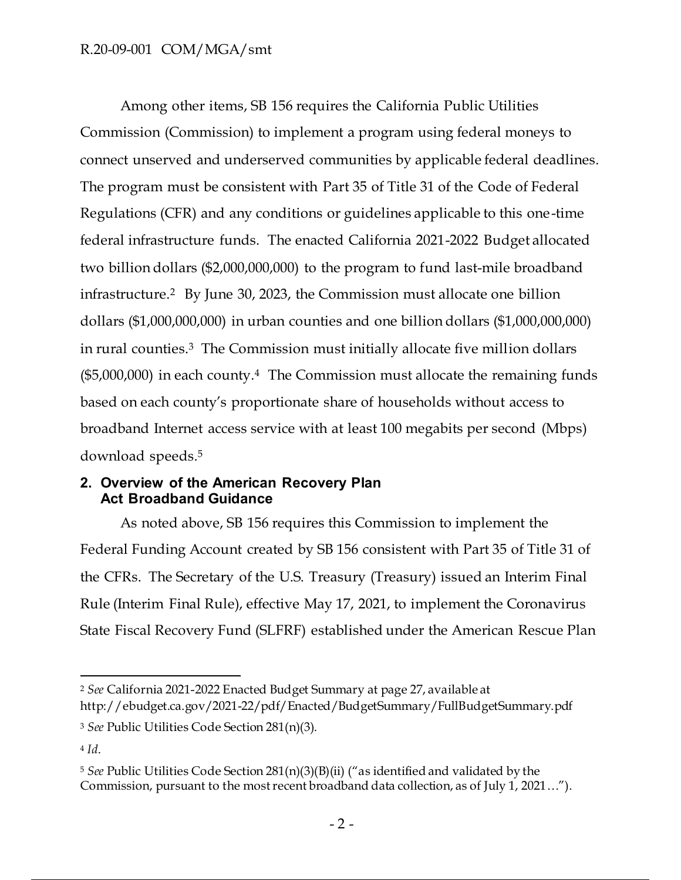Among other items, SB 156 requires the California Public Utilities Commission (Commission) to implement a program using federal moneys to connect unserved and underserved communities by applicable federal deadlines. The program must be consistent with Part 35 of Title 31 of the Code of Federal Regulations (CFR) and any conditions or guidelines applicable to this one-time federal infrastructure funds. The enacted California 2021-2022 Budget allocated two billion dollars ($2,000,000,000) to the program to fund last-mile broadband infrastructure.[2] By June 30, 2023, the Commission must allocate one billion dollars ($1,000,000,000) in urban counties and one billion dollars ($1,000,000,000) in rural counties.[3] The Commission must initially allocate five million dollars ($5,000,000) in each county.[4] The Commission must allocate the remaining funds based on each county's proportionate share of households without access to broadband Internet access service with at least 100 megabits per second (Mbps) download speeds.[5]

## 2. Overview of the American Recovery Plan Act Broadband Guidance

As noted above, SB 156 requires this Commission to implement the Federal Funding Account created by SB 156 consistent with Part 35 of Title 31 of the CFRs. The Secretary of the U.S. Treasury (Treasury) issued an Interim Final Rule (Interim Final Rule), effective May 17, 2021, to implement the Coronavirus State Fiscal Recovery Fund (SLFRF) established under the American Rescue Plan

---

[2] *See* California 2021-2022 Enacted Budget Summary at page 27, available at http://ebudget.ca.gov/2021-22/pdf/Enacted/BudgetSummary/FullBudgetSummary.pdf

[3] *See* Public Utilities Code Section 281(n)(3).

[4] *Id*.

[5] *See* Public Utilities Code Section 281(n)(3)(B)(ii) ("as identified and validated by the Commission, pursuant to the most recent broadband data collection, as of July 1, 2021…").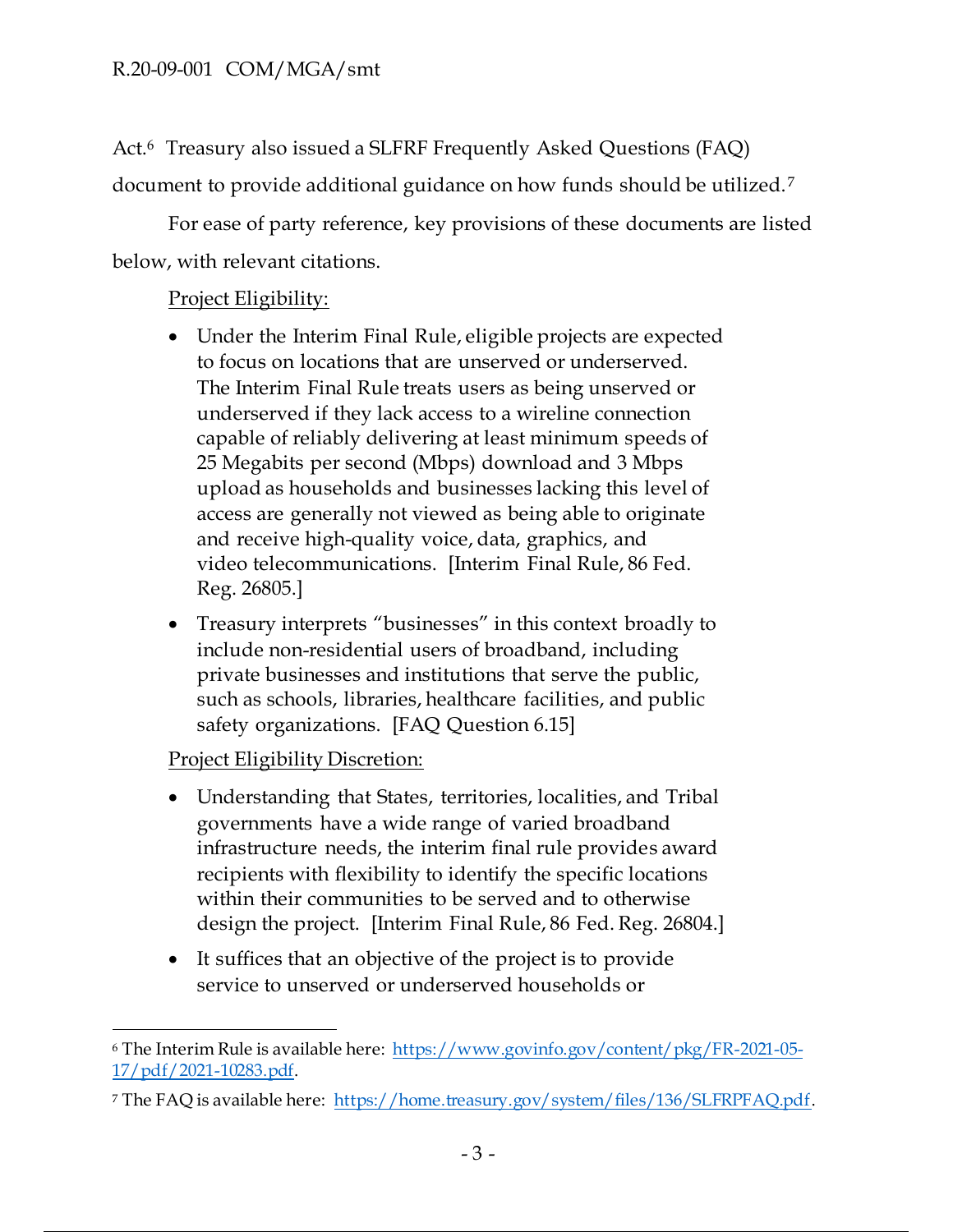Act.[6] Treasury also issued a SLFRF Frequently Asked Questions (FAQ) document to provide additional guidance on how funds should be utilized.[7]

For ease of party reference, key provisions of these documents are listed below, with relevant citations.

Project Eligibility:

- Under the Interim Final Rule, eligible projects are expected to focus on locations that are unserved or underserved. The Interim Final Rule treats users as being unserved or underserved if they lack access to a wireline connection capable of reliably delivering at least minimum speeds of 25 Megabits per second (Mbps) download and 3 Mbps upload as households and businesses lacking this level of access are generally not viewed as being able to originate and receive high-quality voice, data, graphics, and video telecommunications. [Interim Final Rule, 86 Fed. Reg. 26805.]
- Treasury interprets "businesses" in this context broadly to include non-residential users of broadband, including private businesses and institutions that serve the public, such as schools, libraries, healthcare facilities, and public safety organizations. [FAQ Question 6.15]

Project Eligibility Discretion:

- Understanding that States, territories, localities, and Tribal governments have a wide range of varied broadband infrastructure needs, the interim final rule provides award recipients with flexibility to identify the specific locations within their communities to be served and to otherwise design the project. [Interim Final Rule, 86 Fed. Reg. 26804.]
- It suffices that an objective of the project is to provide service to unserved or underserved households or

---

[6] The Interim Rule is available here: https://www.govinfo.gov/content/pkg/FR-2021-05-17/pdf/2021-10283.pdf.

[7] The FAQ is available here: https://home.treasury.gov/system/files/136/SLFRPFAQ.pdf.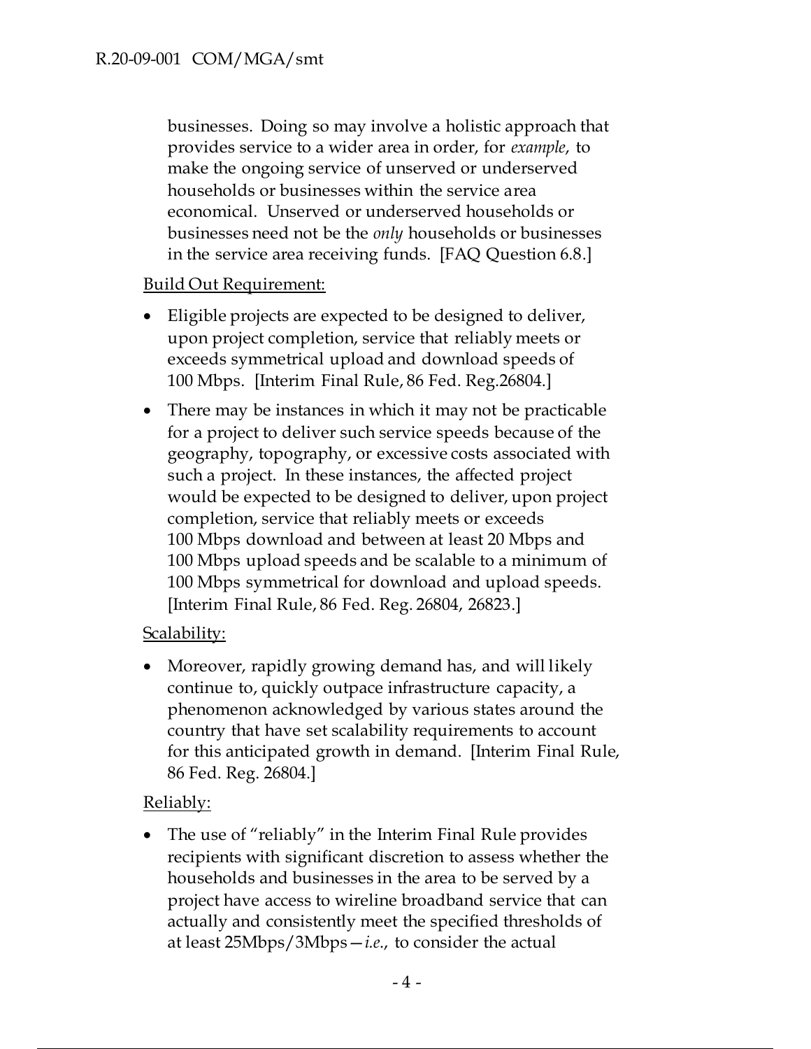businesses. Doing so may involve a holistic approach that provides service to a wider area in order, for *example*, to make the ongoing service of unserved or underserved households or businesses within the service area economical. Unserved or underserved households or businesses need not be the *only* households or businesses in the service area receiving funds. [FAQ Question 6.8.]

<u>Build Out Requirement:</u>

- Eligible projects are expected to be designed to deliver, upon project completion, service that reliably meets or exceeds symmetrical upload and download speeds of 100 Mbps. [Interim Final Rule, 86 Fed. Reg.26804.]
- There may be instances in which it may not be practicable for a project to deliver such service speeds because of the geography, topography, or excessive costs associated with such a project. In these instances, the affected project would be expected to be designed to deliver, upon project completion, service that reliably meets or exceeds 100 Mbps download and between at least 20 Mbps and 100 Mbps upload speeds and be scalable to a minimum of 100 Mbps symmetrical for download and upload speeds. [Interim Final Rule, 86 Fed. Reg. 26804, 26823.]

<u>Scalability:</u>

- Moreover, rapidly growing demand has, and will likely continue to, quickly outpace infrastructure capacity, a phenomenon acknowledged by various states around the country that have set scalability requirements to account for this anticipated growth in demand. [Interim Final Rule, 86 Fed. Reg. 26804.]

<u>Reliably:</u>

- The use of "reliably" in the Interim Final Rule provides recipients with significant discretion to assess whether the households and businesses in the area to be served by a project have access to wireline broadband service that can actually and consistently meet the specified thresholds of at least 25Mbps/3Mbps—*i.e.*, to consider the actual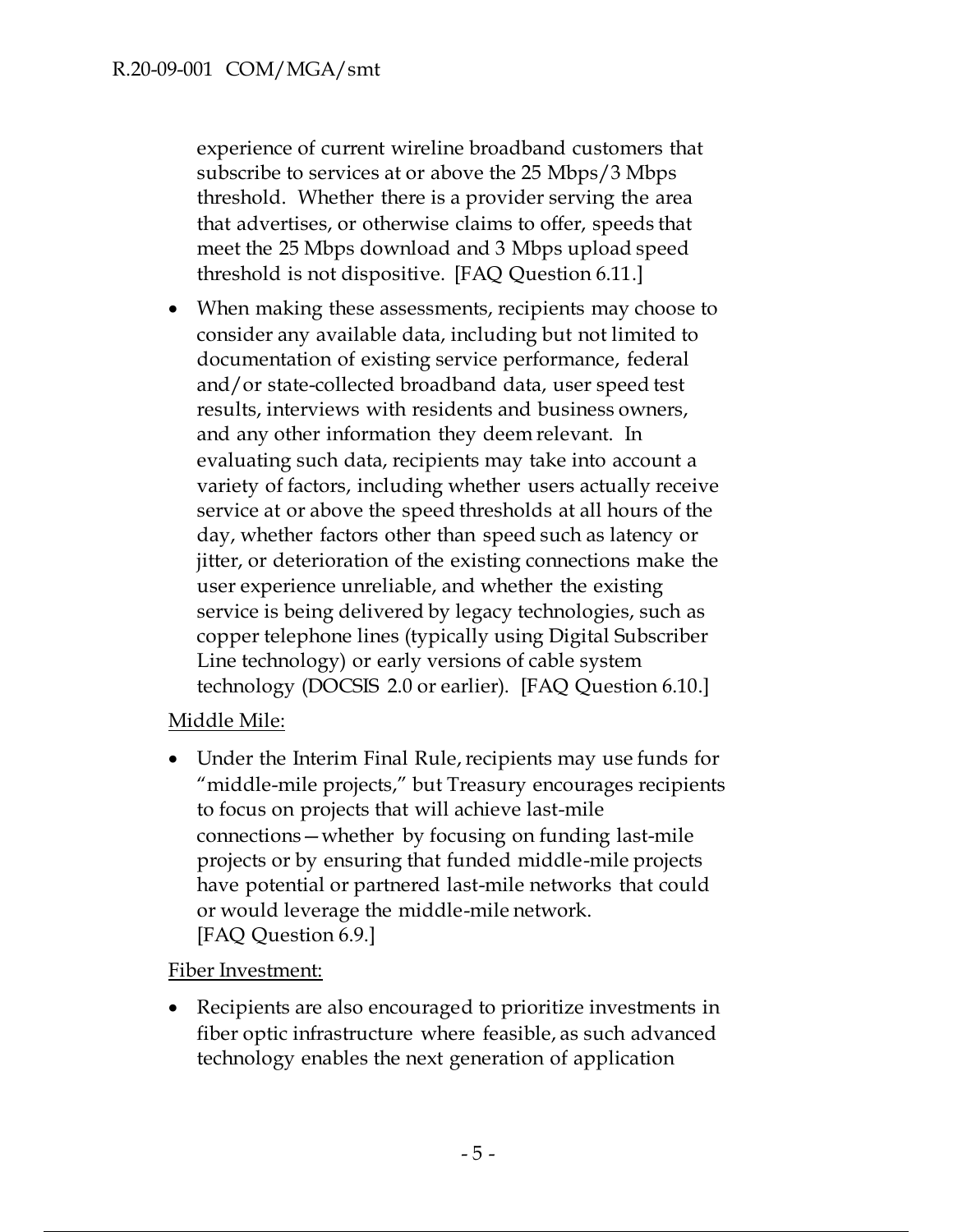experience of current wireline broadband customers that subscribe to services at or above the 25 Mbps/3 Mbps threshold. Whether there is a provider serving the area that advertises, or otherwise claims to offer, speeds that meet the 25 Mbps download and 3 Mbps upload speed threshold is not dispositive. [FAQ Question 6.11.]

- When making these assessments, recipients may choose to consider any available data, including but not limited to documentation of existing service performance, federal and/or state-collected broadband data, user speed test results, interviews with residents and business owners, and any other information they deem relevant. In evaluating such data, recipients may take into account a variety of factors, including whether users actually receive service at or above the speed thresholds at all hours of the day, whether factors other than speed such as latency or jitter, or deterioration of the existing connections make the user experience unreliable, and whether the existing service is being delivered by legacy technologies, such as copper telephone lines (typically using Digital Subscriber Line technology) or early versions of cable system technology (DOCSIS 2.0 or earlier). [FAQ Question 6.10.]

<u>Middle Mile:</u>

- Under the Interim Final Rule, recipients may use funds for "middle-mile projects," but Treasury encourages recipients to focus on projects that will achieve last-mile connections—whether by focusing on funding last-mile projects or by ensuring that funded middle-mile projects have potential or partnered last-mile networks that could or would leverage the middle-mile network. [FAQ Question 6.9.]

<u>Fiber Investment:</u>

- Recipients are also encouraged to prioritize investments in fiber optic infrastructure where feasible, as such advanced technology enables the next generation of application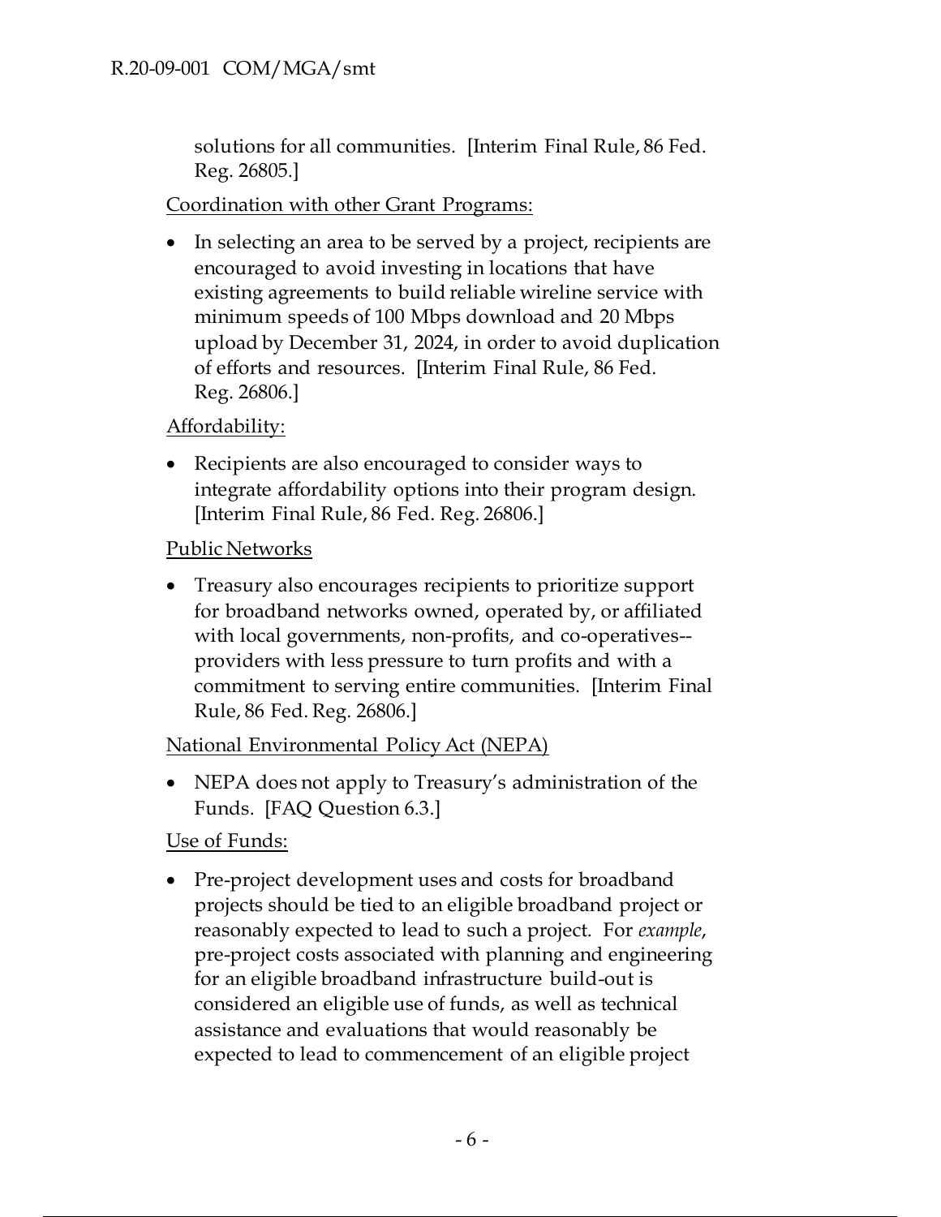solutions for all communities. [Interim Final Rule, 86 Fed. Reg. 26805.]

<u>Coordination with other Grant Programs:</u>

- In selecting an area to be served by a project, recipients are encouraged to avoid investing in locations that have existing agreements to build reliable wireline service with minimum speeds of 100 Mbps download and 20 Mbps upload by December 31, 2024, in order to avoid duplication of efforts and resources. [Interim Final Rule, 86 Fed. Reg. 26806.]

<u>Affordability:</u>

- Recipients are also encouraged to consider ways to integrate affordability options into their program design. [Interim Final Rule, 86 Fed. Reg. 26806.]

<u>Public Networks</u>

- Treasury also encourages recipients to prioritize support for broadband networks owned, operated by, or affiliated with local governments, non-profits, and co-operatives--providers with less pressure to turn profits and with a commitment to serving entire communities. [Interim Final Rule, 86 Fed. Reg. 26806.]

<u>National Environmental Policy Act (NEPA)</u>

- NEPA does not apply to Treasury's administration of the Funds. [FAQ Question 6.3.]

<u>Use of Funds:</u>

- Pre-project development uses and costs for broadband projects should be tied to an eligible broadband project or reasonably expected to lead to such a project. For *example*, pre-project costs associated with planning and engineering for an eligible broadband infrastructure build-out is considered an eligible use of funds, as well as technical assistance and evaluations that would reasonably be expected to lead to commencement of an eligible project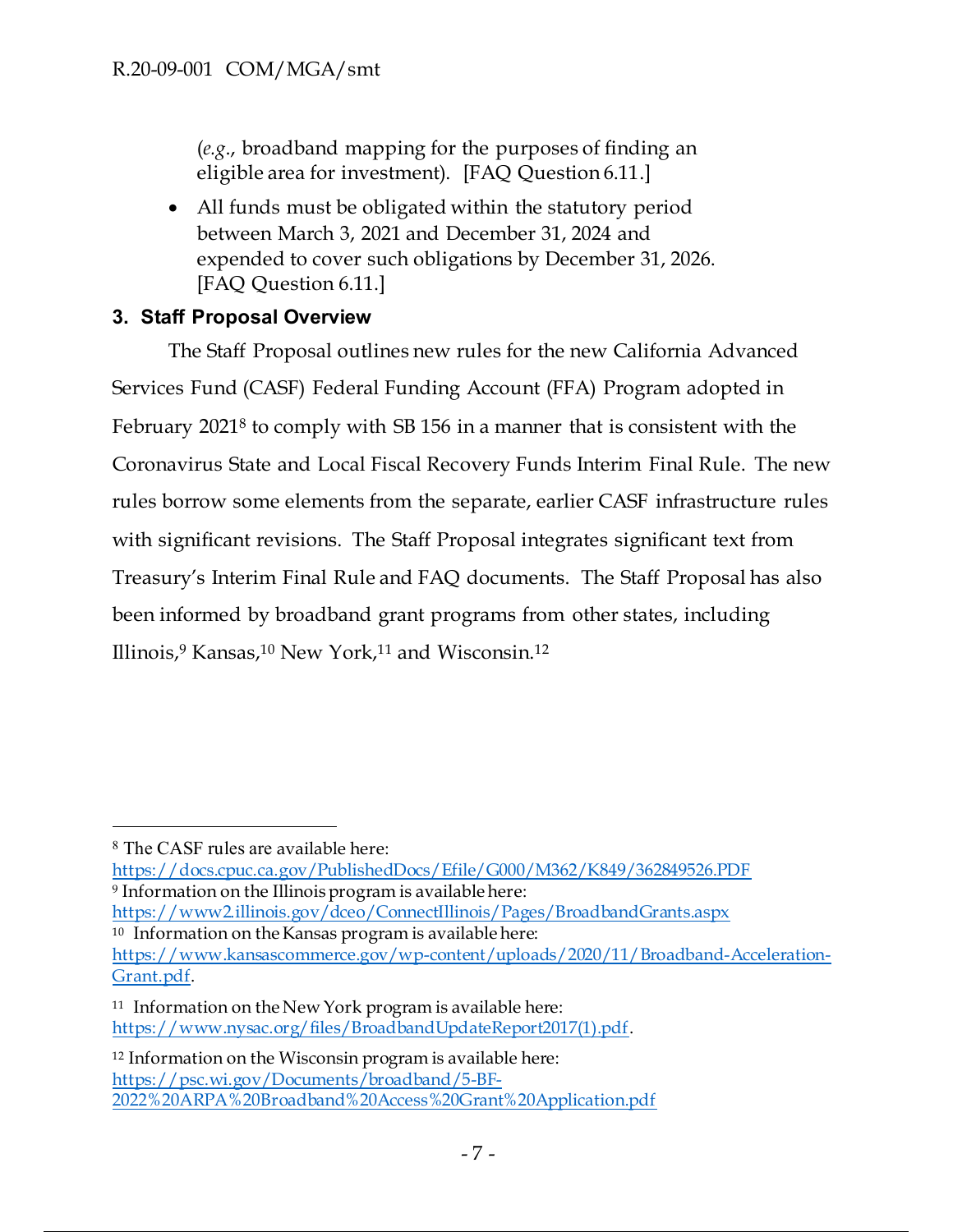(*e.g.*, broadband mapping for the purposes of finding an eligible area for investment). [FAQ Question 6.11.]

- All funds must be obligated within the statutory period between March 3, 2021 and December 31, 2024 and expended to cover such obligations by December 31, 2026. [FAQ Question 6.11.]

### 3. Staff Proposal Overview

The Staff Proposal outlines new rules for the new California Advanced Services Fund (CASF) Federal Funding Account (FFA) Program adopted in February 2021[8] to comply with SB 156 in a manner that is consistent with the Coronavirus State and Local Fiscal Recovery Funds Interim Final Rule. The new rules borrow some elements from the separate, earlier CASF infrastructure rules with significant revisions. The Staff Proposal integrates significant text from Treasury's Interim Final Rule and FAQ documents. The Staff Proposal has also been informed by broadband grant programs from other states, including Illinois,[9] Kansas,[10] New York,[11] and Wisconsin.[12]

---

[8] The CASF rules are available here: https://docs.cpuc.ca.gov/PublishedDocs/Efile/G000/M362/K849/362849526.PDF

[9] Information on the Illinois program is available here: https://www2.illinois.gov/dceo/ConnectIllinois/Pages/BroadbandGrants.aspx

[10] Information on the Kansas program is available here: https://www.kansascommerce.gov/wp-content/uploads/2020/11/Broadband-Acceleration-Grant.pdf.

[11] Information on the New York program is available here: https://www.nysac.org/files/BroadbandUpdateReport2017(1).pdf.

[12] Information on the Wisconsin program is available here: https://psc.wi.gov/Documents/broadband/5-BF-2022%20ARPA%20Broadband%20Access%20Grant%20Application.pdf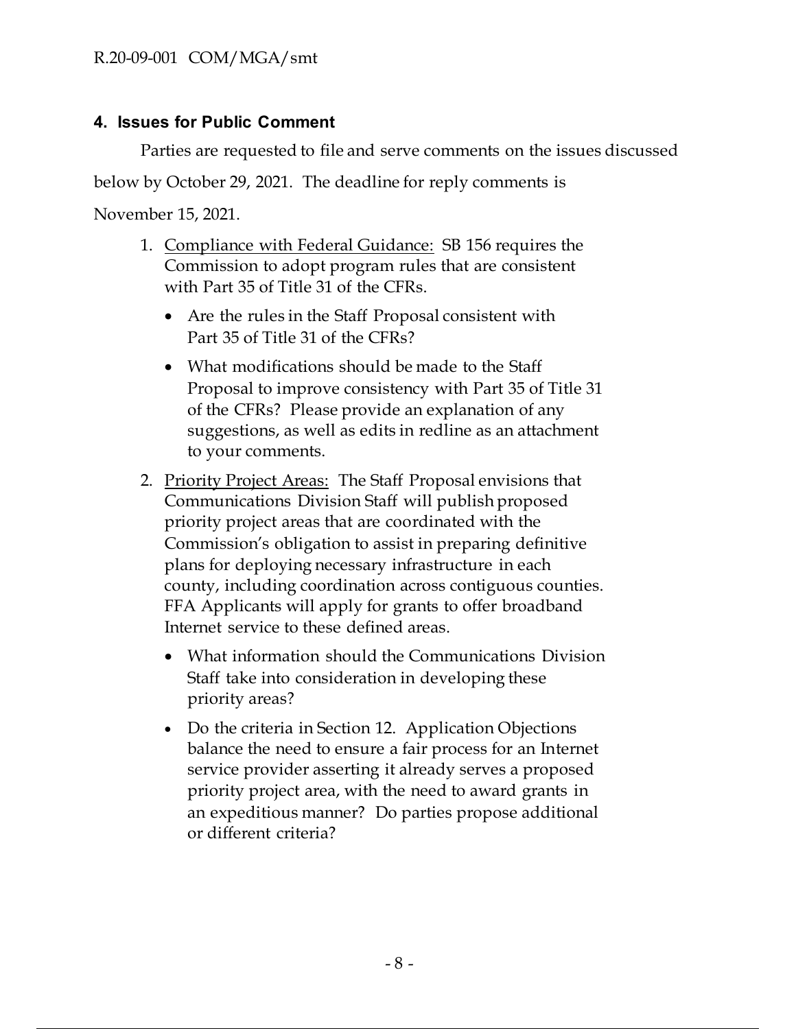## 4. Issues for Public Comment

Parties are requested to file and serve comments on the issues discussed below by October 29, 2021. The deadline for reply comments is November 15, 2021.

1. Compliance with Federal Guidance: SB 156 requires the Commission to adopt program rules that are consistent with Part 35 of Title 31 of the CFRs.
   - Are the rules in the Staff Proposal consistent with Part 35 of Title 31 of the CFRs?
   - What modifications should be made to the Staff Proposal to improve consistency with Part 35 of Title 31 of the CFRs? Please provide an explanation of any suggestions, as well as edits in redline as an attachment to your comments.
2. Priority Project Areas: The Staff Proposal envisions that Communications Division Staff will publish proposed priority project areas that are coordinated with the Commission's obligation to assist in preparing definitive plans for deploying necessary infrastructure in each county, including coordination across contiguous counties. FFA Applicants will apply for grants to offer broadband Internet service to these defined areas.
   - What information should the Communications Division Staff take into consideration in developing these priority areas?
   - Do the criteria in Section 12. Application Objections balance the need to ensure a fair process for an Internet service provider asserting it already serves a proposed priority project area, with the need to award grants in an expeditious manner? Do parties propose additional or different criteria?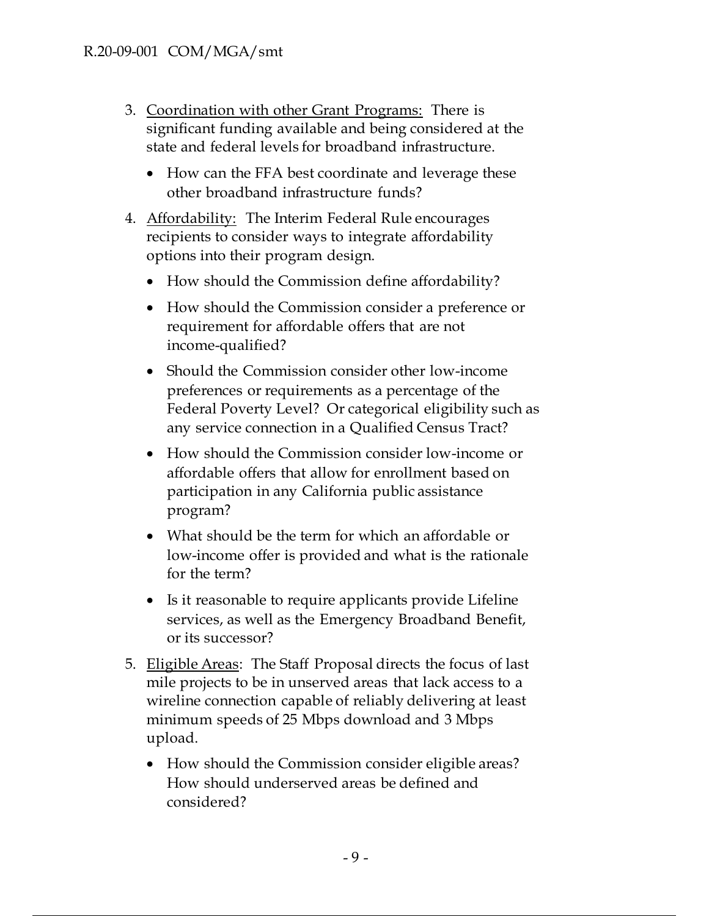3. Coordination with other Grant Programs: There is significant funding available and being considered at the state and federal levels for broadband infrastructure.
   - How can the FFA best coordinate and leverage these other broadband infrastructure funds?
4. Affordability: The Interim Federal Rule encourages recipients to consider ways to integrate affordability options into their program design.
   - How should the Commission define affordability?
   - How should the Commission consider a preference or requirement for affordable offers that are not income-qualified?
   - Should the Commission consider other low-income preferences or requirements as a percentage of the Federal Poverty Level? Or categorical eligibility such as any service connection in a Qualified Census Tract?
   - How should the Commission consider low-income or affordable offers that allow for enrollment based on participation in any California public assistance program?
   - What should be the term for which an affordable or low-income offer is provided and what is the rationale for the term?
   - Is it reasonable to require applicants provide Lifeline services, as well as the Emergency Broadband Benefit, or its successor?
5. Eligible Areas: The Staff Proposal directs the focus of last mile projects to be in unserved areas that lack access to a wireline connection capable of reliably delivering at least minimum speeds of 25 Mbps download and 3 Mbps upload.
   - How should the Commission consider eligible areas? How should underserved areas be defined and considered?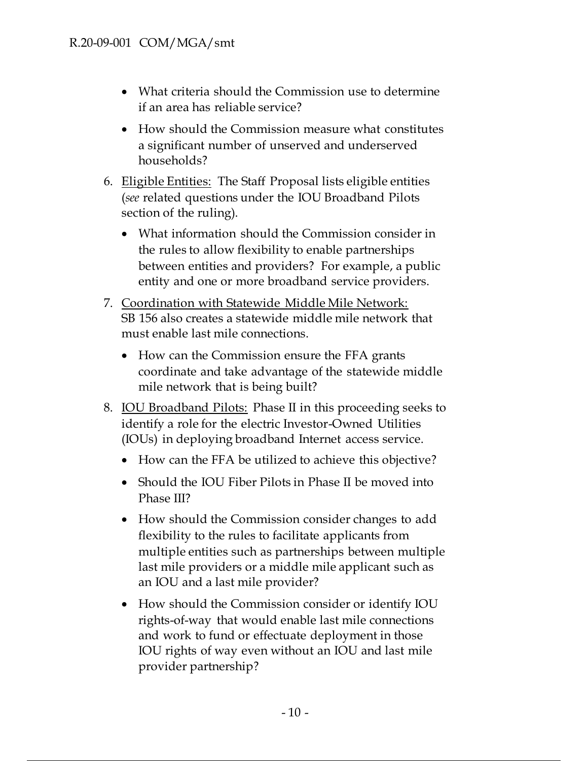- What criteria should the Commission use to determine if an area has reliable service?
- How should the Commission measure what constitutes a significant number of unserved and underserved households?

6. Eligible Entities: The Staff Proposal lists eligible entities (*see* related questions under the IOU Broadband Pilots section of the ruling).
   - What information should the Commission consider in the rules to allow flexibility to enable partnerships between entities and providers? For example, a public entity and one or more broadband service providers.
7. Coordination with Statewide Middle Mile Network: SB 156 also creates a statewide middle mile network that must enable last mile connections.
   - How can the Commission ensure the FFA grants coordinate and take advantage of the statewide middle mile network that is being built?
8. IOU Broadband Pilots: Phase II in this proceeding seeks to identify a role for the electric Investor-Owned Utilities (IOUs) in deploying broadband Internet access service.
   - How can the FFA be utilized to achieve this objective?
   - Should the IOU Fiber Pilots in Phase II be moved into Phase III?
   - How should the Commission consider changes to add flexibility to the rules to facilitate applicants from multiple entities such as partnerships between multiple last mile providers or a middle mile applicant such as an IOU and a last mile provider?
   - How should the Commission consider or identify IOU rights-of-way that would enable last mile connections and work to fund or effectuate deployment in those IOU rights of way even without an IOU and last mile provider partnership?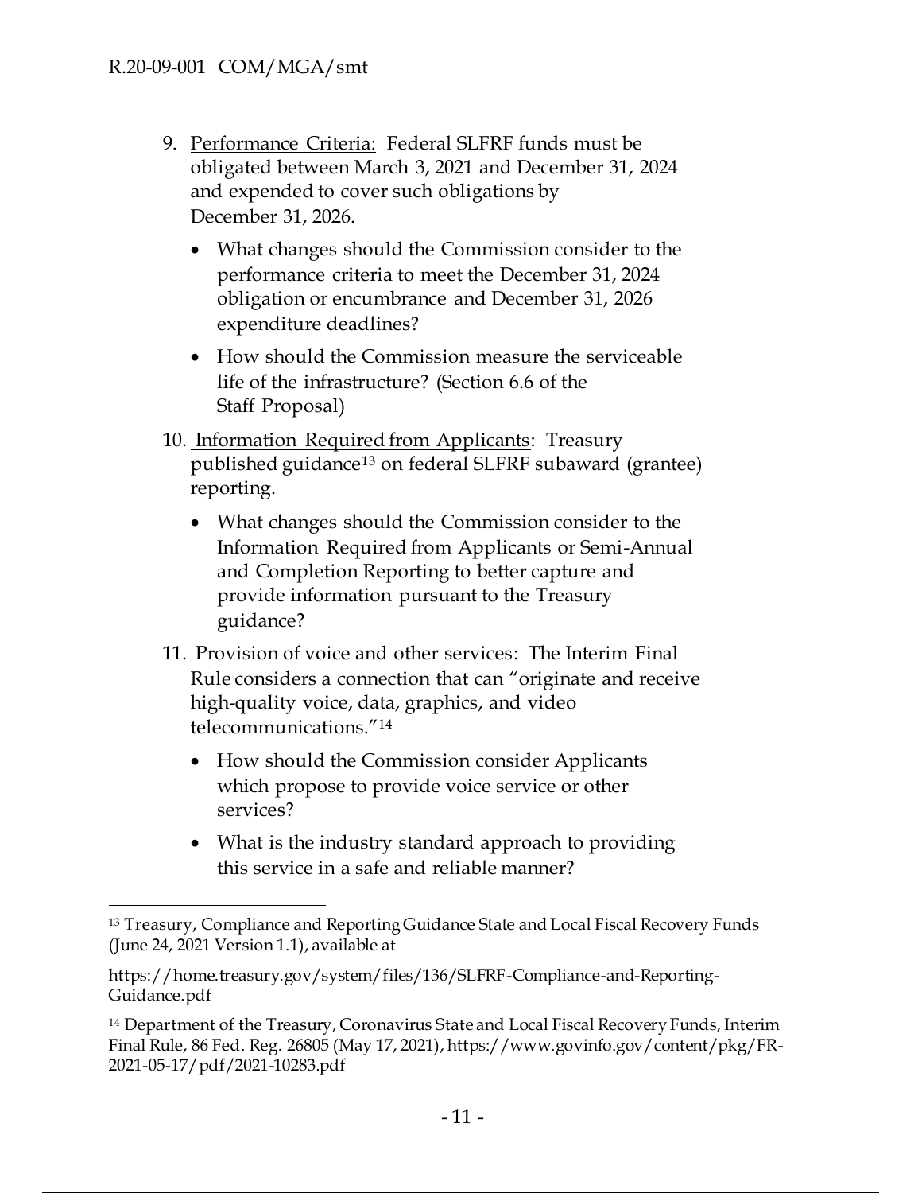9. Performance Criteria: Federal SLFRF funds must be obligated between March 3, 2021 and December 31, 2024 and expended to cover such obligations by December 31, 2026.

   - What changes should the Commission consider to the performance criteria to meet the December 31, 2024 obligation or encumbrance and December 31, 2026 expenditure deadlines?
   - How should the Commission measure the serviceable life of the infrastructure? (Section 6.6 of the Staff Proposal)

10. Information Required from Applicants: Treasury published guidance[13] on federal SLFRF subaward (grantee) reporting.

    - What changes should the Commission consider to the Information Required from Applicants or Semi-Annual and Completion Reporting to better capture and provide information pursuant to the Treasury guidance?

11. Provision of voice and other services: The Interim Final Rule considers a connection that can "originate and receive high-quality voice, data, graphics, and video telecommunications."[14]

    - How should the Commission consider Applicants which propose to provide voice service or other services?
    - What is the industry standard approach to providing this service in a safe and reliable manner?

---

[13] Treasury, Compliance and Reporting Guidance State and Local Fiscal Recovery Funds (June 24, 2021 Version 1.1), available at

https://home.treasury.gov/system/files/136/SLFRF-Compliance-and-Reporting-Guidance.pdf

[14] Department of the Treasury, Coronavirus State and Local Fiscal Recovery Funds, Interim Final Rule, 86 Fed. Reg. 26805 (May 17, 2021), https://www.govinfo.gov/content/pkg/FR-2021-05-17/pdf/2021-10283.pdf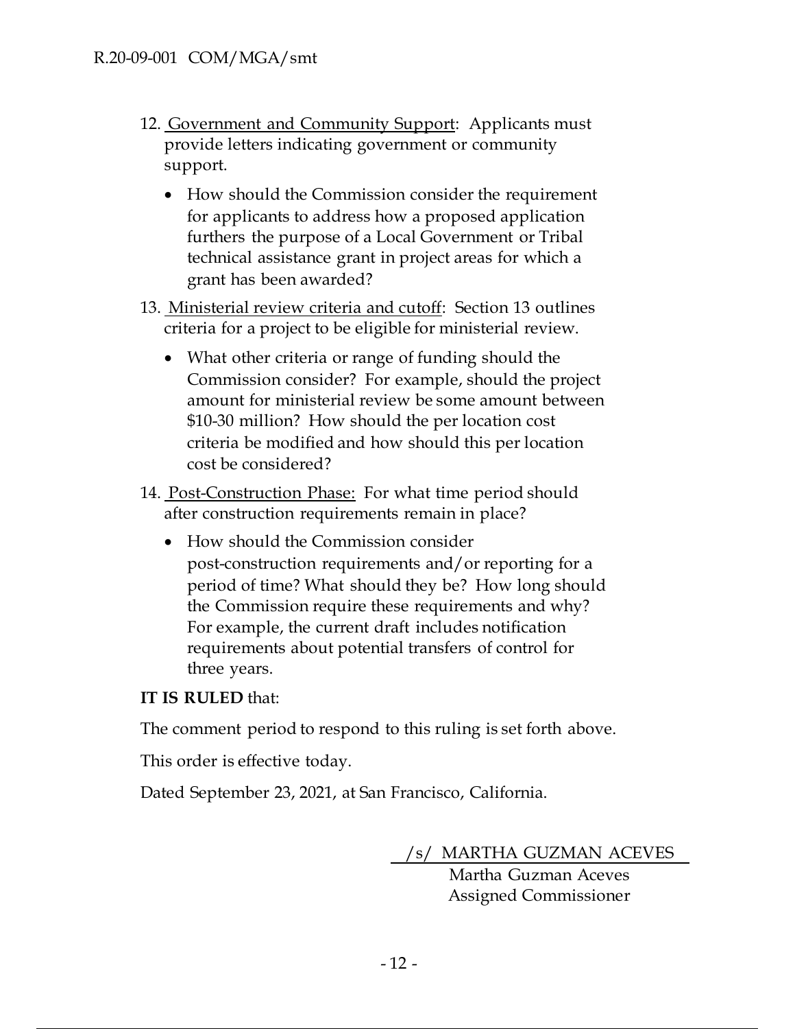12. Government and Community Support: Applicants must provide letters indicating government or community support.

    - How should the Commission consider the requirement for applicants to address how a proposed application furthers the purpose of a Local Government or Tribal technical assistance grant in project areas for which a grant has been awarded?

13. Ministerial review criteria and cutoff: Section 13 outlines criteria for a project to be eligible for ministerial review.

    - What other criteria or range of funding should the Commission consider? For example, should the project amount for ministerial review be some amount between $10-30 million? How should the per location cost criteria be modified and how should this per location cost be considered?

14. Post-Construction Phase: For what time period should after construction requirements remain in place?

    - How should the Commission consider post-construction requirements and/or reporting for a period of time? What should they be? How long should the Commission require these requirements and why? For example, the current draft includes notification requirements about potential transfers of control for three years.

**IT IS RULED** that:

The comment period to respond to this ruling is set forth above.

This order is effective today.

Dated September 23, 2021, at San Francisco, California.

/s/ MARTHA GUZMAN ACEVES
Martha Guzman Aceves
Assigned Commissioner